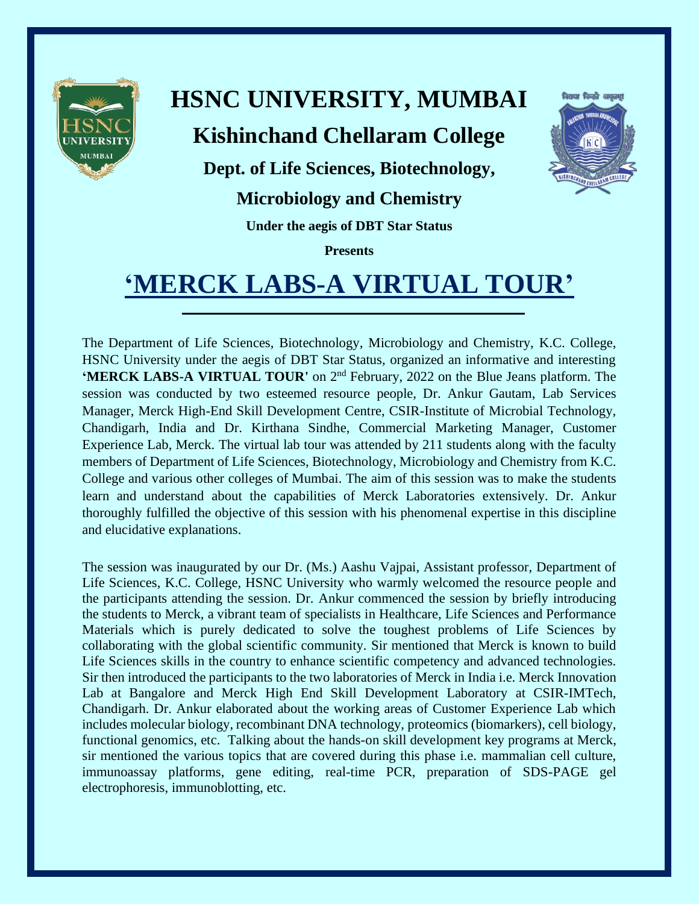# HSNC UNIVERSITY, MUMBAI

## Kishinchand Chellaram College

### Dept. of Life Sciences, Biotechnology, Microbiology and Chemistry

**Under the aegis of DBT Star Status**

**Presents**

# 'MERCK LABS-A VIRTUAL TOUR'

The Department of Life Sciences, Biotechnology, Microbiology and Chemistry, K.C. College, HSNC University under the aegis of DBT Star Status, organized an informative and interesting **'MERCK LABS-A VIRTUAL TOUR'** on 2$^{nd}$ February, 2022 on the Blue Jeans platform. The session was conducted by two esteemed resource people, Dr. Ankur Gautam, Lab Services Manager, Merck High-End Skill Development Centre, CSIR-Institute of Microbial Technology, Chandigarh, India and Dr. Kirthana Sindhe, Commercial Marketing Manager, Customer Experience Lab, Merck. The virtual lab tour was attended by 211 students along with the faculty members of Department of Life Sciences, Biotechnology, Microbiology and Chemistry from K.C. College and various other colleges of Mumbai. The aim of this session was to make the students learn and understand about the capabilities of Merck Laboratories extensively. Dr. Ankur thoroughly fulfilled the objective of this session with his phenomenal expertise in this discipline and elucidative explanations.

The session was inaugurated by our Dr. (Ms.) Aashu Vajpai, Assistant professor, Department of Life Sciences, K.C. College, HSNC University who warmly welcomed the resource people and the participants attending the session. Dr. Ankur commenced the session by briefly introducing the students to Merck, a vibrant team of specialists in Healthcare, Life Sciences and Performance Materials which is purely dedicated to solve the toughest problems of Life Sciences by collaborating with the global scientific community. Sir mentioned that Merck is known to build Life Sciences skills in the country to enhance scientific competency and advanced technologies. Sir then introduced the participants to the two laboratories of Merck in India i.e. Merck Innovation Lab at Bangalore and Merck High End Skill Development Laboratory at CSIR-IMTech, Chandigarh. Dr. Ankur elaborated about the working areas of Customer Experience Lab which includes molecular biology, recombinant DNA technology, proteomics (biomarkers), cell biology, functional genomics, etc. Talking about the hands-on skill development key programs at Merck, sir mentioned the various topics that are covered during this phase i.e. mammalian cell culture, immunoassay platforms, gene editing, real-time PCR, preparation of SDS-PAGE gel electrophoresis, immunoblotting, etc.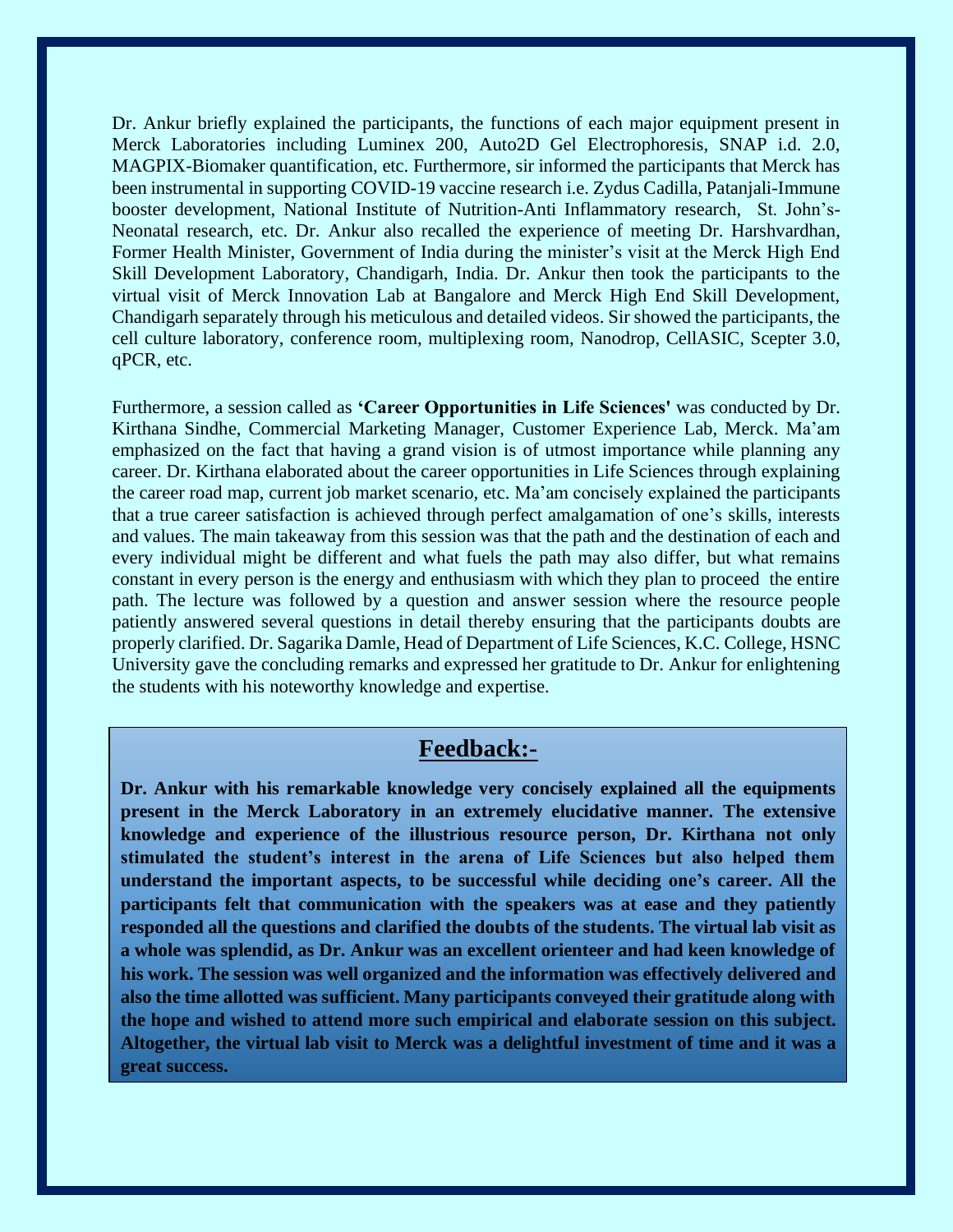Dr. Ankur briefly explained the participants, the functions of each major equipment present in Merck Laboratories including Luminex 200, Auto2D Gel Electrophoresis, SNAP i.d. 2.0, MAGPIX-Biomaker quantification, etc. Furthermore, sir informed the participants that Merck has been instrumental in supporting COVID-19 vaccine research i.e. Zydus Cadilla, Patanjali-Immune booster development, National Institute of Nutrition-Anti Inflammatory research, St. John's-Neonatal research, etc. Dr. Ankur also recalled the experience of meeting Dr. Harshvardhan, Former Health Minister, Government of India during the minister's visit at the Merck High End Skill Development Laboratory, Chandigarh, India. Dr. Ankur then took the participants to the virtual visit of Merck Innovation Lab at Bangalore and Merck High End Skill Development, Chandigarh separately through his meticulous and detailed videos. Sir showed the participants, the cell culture laboratory, conference room, multiplexing room, Nanodrop, CellASIC, Scepter 3.0, qPCR, etc.

Furthermore, a session called as **'Career Opportunities in Life Sciences'** was conducted by Dr. Kirthana Sindhe, Commercial Marketing Manager, Customer Experience Lab, Merck. Ma'am emphasized on the fact that having a grand vision is of utmost importance while planning any career. Dr. Kirthana elaborated about the career opportunities in Life Sciences through explaining the career road map, current job market scenario, etc. Ma'am concisely explained the participants that a true career satisfaction is achieved through perfect amalgamation of one's skills, interests and values. The main takeaway from this session was that the path and the destination of each and every individual might be different and what fuels the path may also differ, but what remains constant in every person is the energy and enthusiasm with which they plan to proceed the entire path. The lecture was followed by a question and answer session where the resource people patiently answered several questions in detail thereby ensuring that the participants doubts are properly clarified. Dr. Sagarika Damle, Head of Department of Life Sciences, K.C. College, HSNC University gave the concluding remarks and expressed her gratitude to Dr. Ankur for enlightening the students with his noteworthy knowledge and expertise.

## Feedback:-

**Dr. Ankur with his remarkable knowledge very concisely explained all the equipments present in the Merck Laboratory in an extremely elucidative manner. The extensive knowledge and experience of the illustrious resource person, Dr. Kirthana not only stimulated the student's interest in the arena of Life Sciences but also helped them understand the important aspects, to be successful while deciding one's career. All the participants felt that communication with the speakers was at ease and they patiently responded all the questions and clarified the doubts of the students. The virtual lab visit as a whole was splendid, as Dr. Ankur was an excellent orienteer and had keen knowledge of his work. The session was well organized and the information was effectively delivered and also the time allotted was sufficient. Many participants conveyed their gratitude along with the hope and wished to attend more such empirical and elaborate session on this subject. Altogether, the virtual lab visit to Merck was a delightful investment of time and it was a great success.**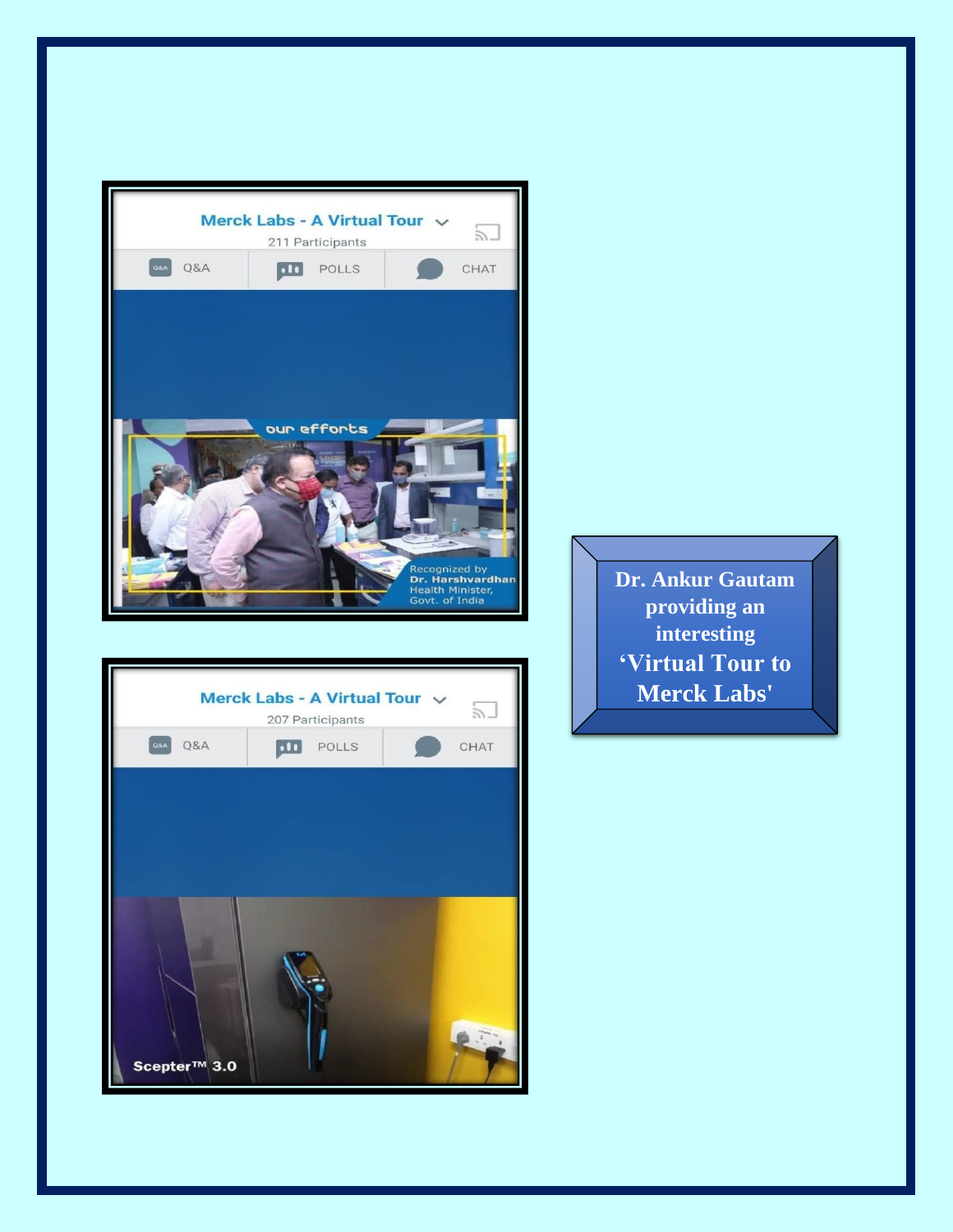**Dr. Ankur Gautam providing an interesting 'Virtual Tour to Merck Labs'**